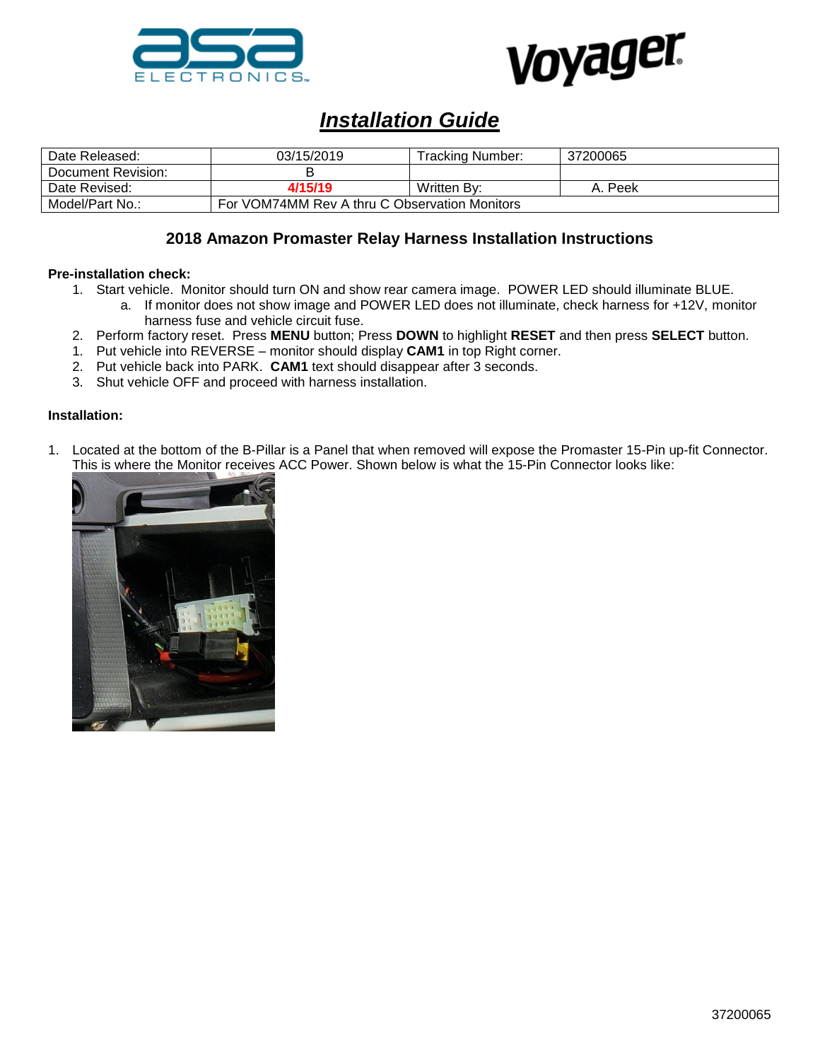# Installation Guide

| Date Released: | 03/15/2019 | Tracking Number: | 37200065 |
| --- | --- | --- | --- |
| Document Revision: | B | | |
| Date Revised: | **4/15/19** | Written By: | A. Peek |
| Model/Part No.: | For VOM74MM Rev A thru C Observation Monitors | | |

## 2018 Amazon Promaster Relay Harness Installation Instructions

**Pre-installation check:**

1. Start vehicle. Monitor should turn ON and show rear camera image. POWER LED should illuminate BLUE.
   a. If monitor does not show image and POWER LED does not illuminate, check harness for +12V, monitor harness fuse and vehicle circuit fuse.
2. Perform factory reset. Press **MENU** button; Press **DOWN** to highlight **RESET** and then press **SELECT** button.
1. Put vehicle into REVERSE – monitor should display **CAM1** in top Right corner.
2. Put vehicle back into PARK. **CAM1** text should disappear after 3 seconds.
3. Shut vehicle OFF and proceed with harness installation.

**Installation:**

1. Located at the bottom of the B-Pillar is a Panel that when removed will expose the Promaster 15-Pin up-fit Connector. This is where the Monitor receives ACC Power. Shown below is what the 15-Pin Connector looks like: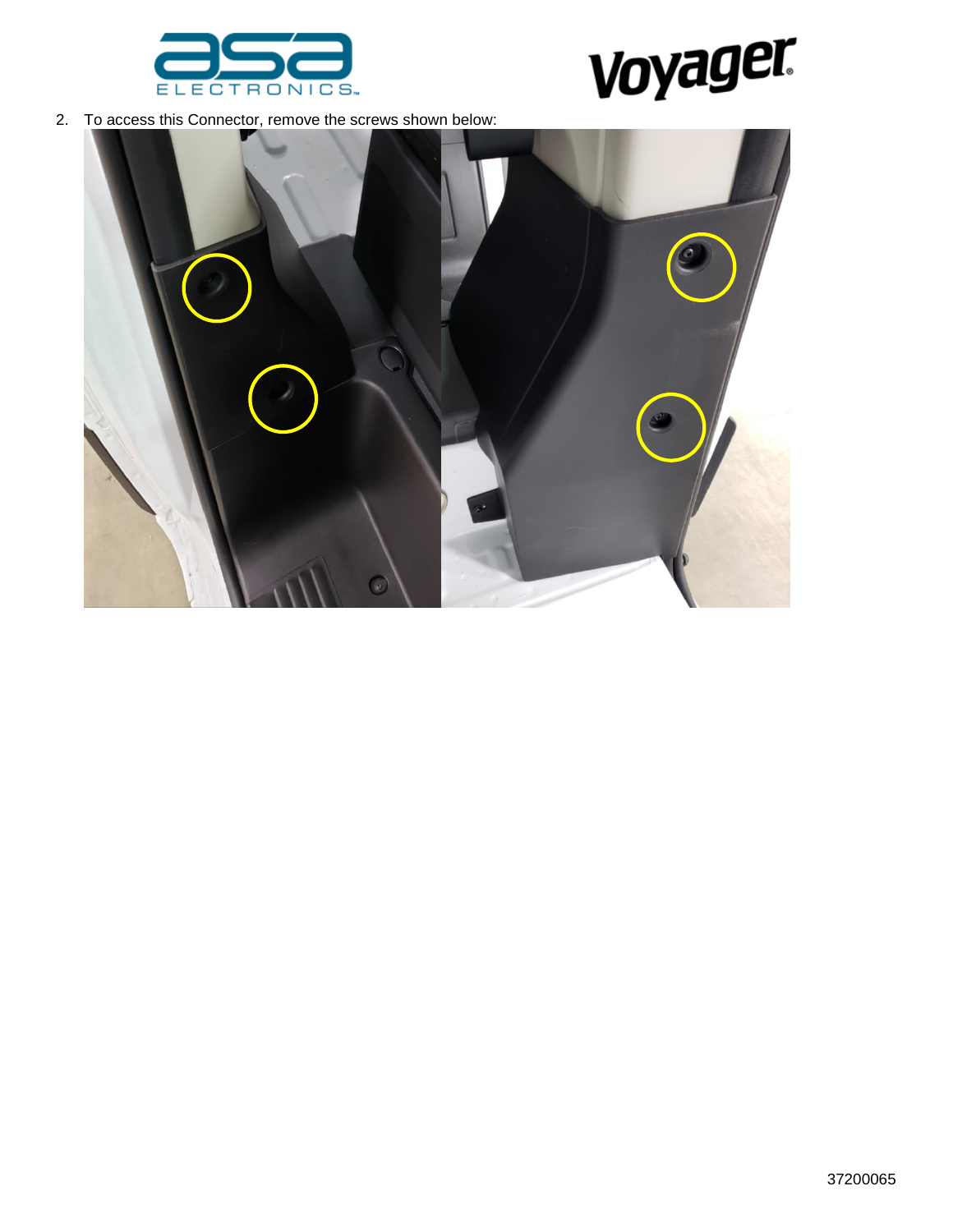2. To access this Connector, remove the screws shown below: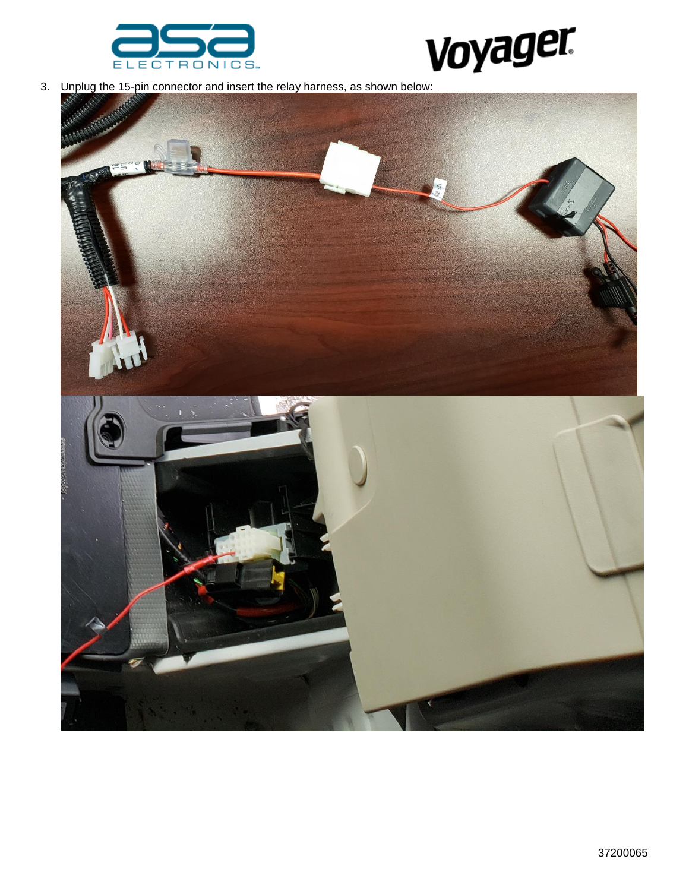3. Unplug the 15-pin connector and insert the relay harness, as shown below: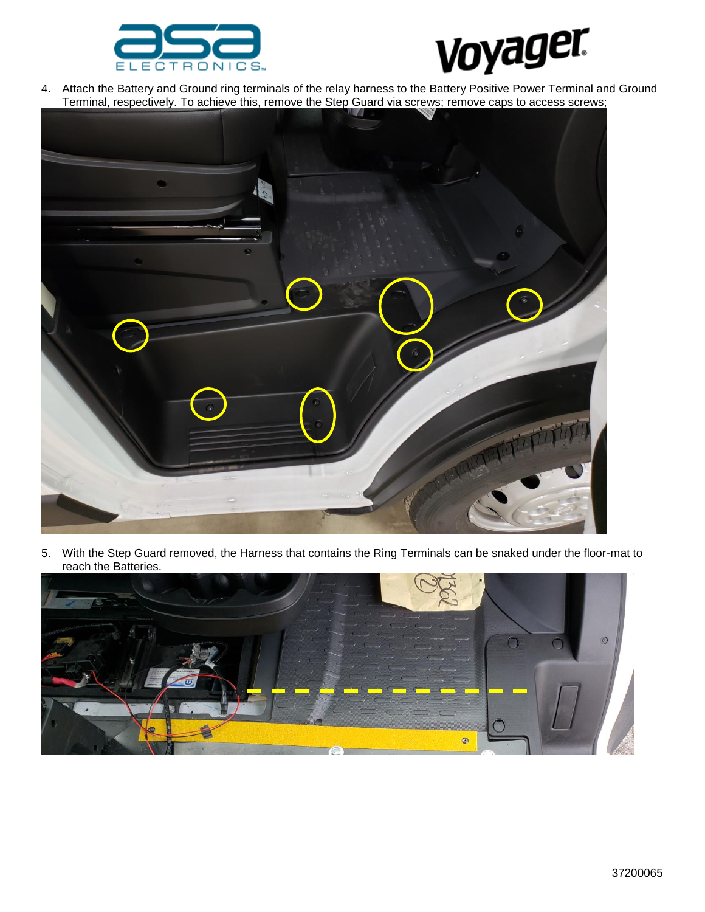4. Attach the Battery and Ground ring terminals of the relay harness to the Battery Positive Power Terminal and Ground Terminal, respectively. To achieve this, remove the Step Guard via screws; remove caps to access screws;

5. With the Step Guard removed, the Harness that contains the Ring Terminals can be snaked under the floor-mat to reach the Batteries.

37200065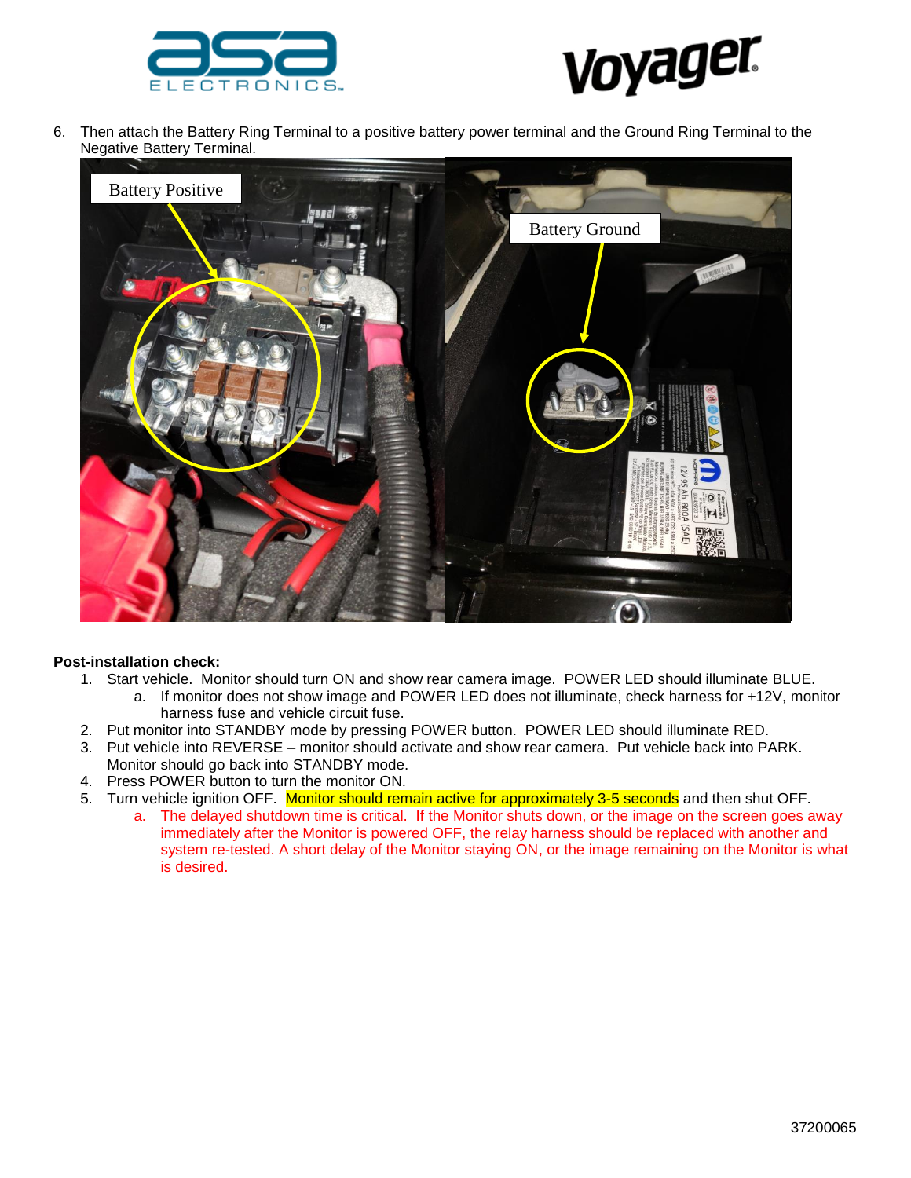6. Then attach the Battery Ring Terminal to a positive battery power terminal and the Ground Ring Terminal to the Negative Battery Terminal.

Battery Positive

Battery Ground

**Post-installation check:**

1. Start vehicle. Monitor should turn ON and show rear camera image. POWER LED should illuminate BLUE.
   a. If monitor does not show image and POWER LED does not illuminate, check harness for +12V, monitor harness fuse and vehicle circuit fuse.
2. Put monitor into STANDBY mode by pressing POWER button. POWER LED should illuminate RED.
3. Put vehicle into REVERSE – monitor should activate and show rear camera. Put vehicle back into PARK. Monitor should go back into STANDBY mode.
4. Press POWER button to turn the monitor ON.
5. Turn vehicle ignition OFF. Monitor should remain active for approximately 3-5 seconds and then shut OFF.
   a. The delayed shutdown time is critical. If the Monitor shuts down, or the image on the screen goes away immediately after the Monitor is powered OFF, the relay harness should be replaced with another and system re-tested. A short delay of the Monitor staying ON, or the image remaining on the Monitor is what is desired.

37200065